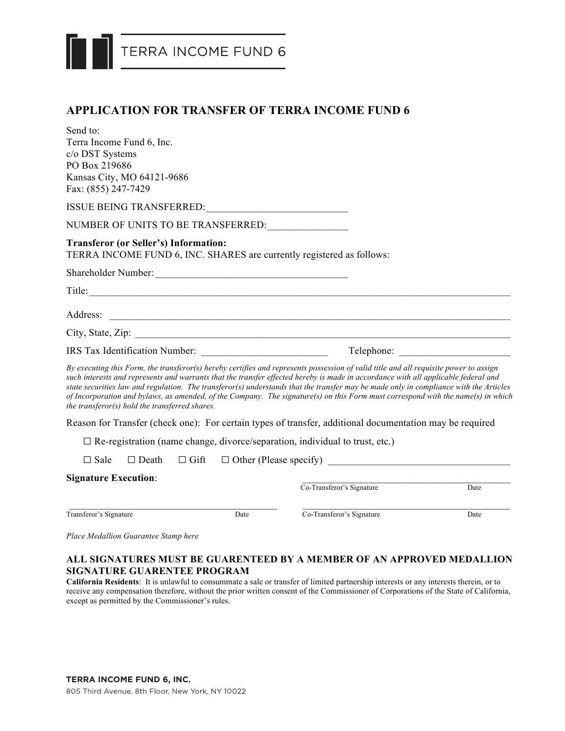TERRA INCOME FUND 6

# APPLICATION FOR TRANSFER OF TERRA INCOME FUND 6

Send to:
Terra Income Fund 6, Inc.
c/o DST Systems
PO Box 219686
Kansas City, MO 64121-9686
Fax: (855) 247-7429

ISSUE BEING TRANSFERRED:___________________________

NUMBER OF UNITS TO BE TRANSFERRED:_______________

**Transferor (or Seller's) Information:**
TERRA INCOME FUND 6, INC. SHARES are currently registered as follows:

Shareholder Number: ____________________________________

Title:_________________________________________________________________________________

Address: ______________________________________________________________________________

City, State, Zip: ______________________________________________________________________

IRS Tax Identification Number: ________________________ Telephone: _____________________

*By executing this Form, the transferor(s) hereby certifies and represents possession of valid title and all requisite power to assign such interests and represents and warrants that the transfer effected hereby is made in accordance with all applicable federal and state securities law and regulation. The transferor(s) understands that the transfer may be made only in compliance with the Articles of Incorporation and bylaws, as amended, of the Company. The signature(s) on this Form must correspond with the name(s) in which the transferor(s) hold the transferred shares.*

Reason for Transfer (check one): For certain types of transfer, additional documentation may be required

☐ Re-registration (name change, divorce/separation, individual to trust, etc.)

☐ Sale ☐ Death ☐ Gift ☐ Other (Please specify) ___________________________________

**Signature Execution**:

_____________________________________________
Co-Transferor's Signature Date

_____________________________________________ _____________________________________________
Transferor's Signature Date Co-Transferor's Signature Date

*Place Medallion Guarantee Stamp here*

**ALL SIGNATURES MUST BE GUARENTEED BY A MEMBER OF AN APPROVED MEDALLION SIGNATURE GUARENTEE PROGRAM**

**California Residents**: It is unlawful to consummate a sale or transfer of limited partnership interests or any interests therein, or to receive any compensation therefore, without the prior written consent of the Commissioner of Corporations of the State of California, except as permitted by the Commissioner's rules.

**TERRA INCOME FUND 6, INC.**
805 Third Avenue, 8th Floor, New York, NY 10022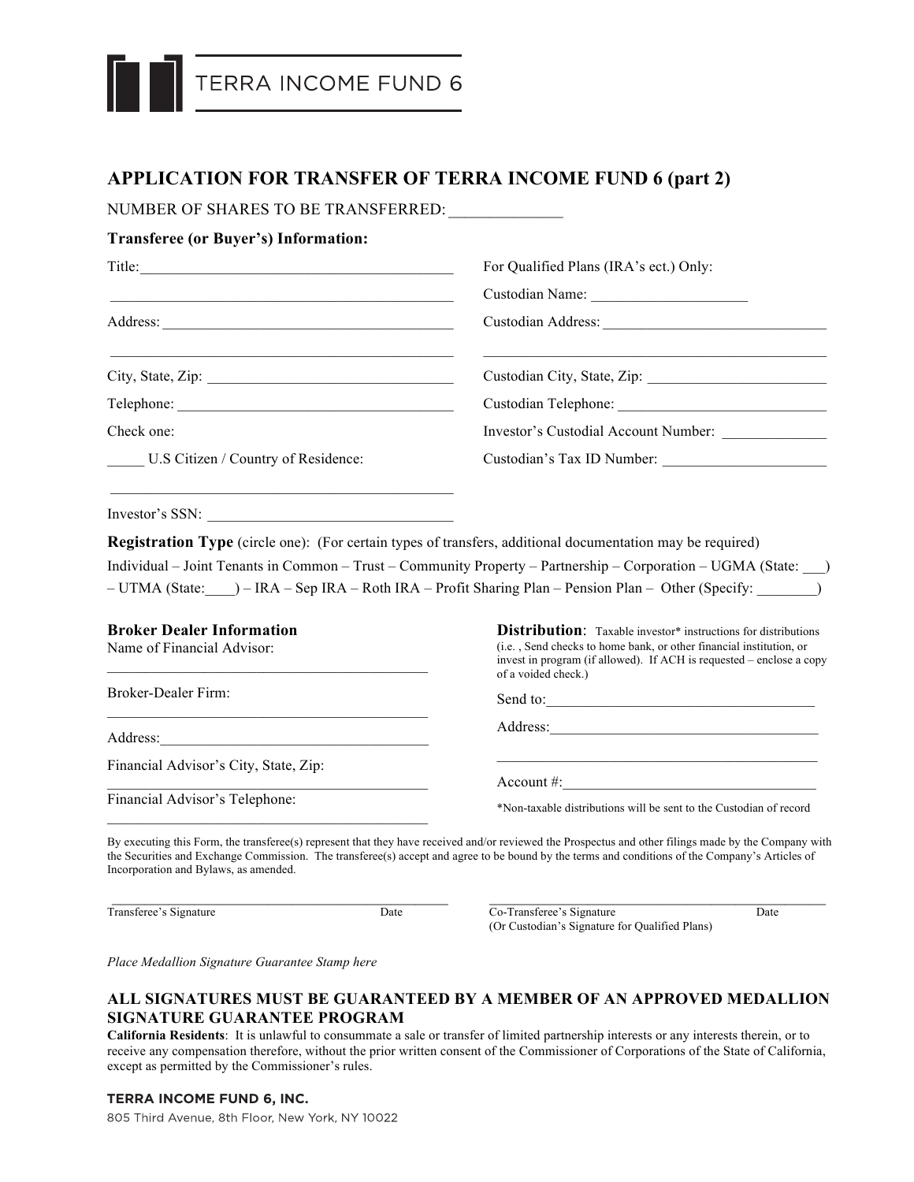TERRA INCOME FUND 6

## APPLICATION FOR TRANSFER OF TERRA INCOME FUND 6 (part 2)

NUMBER OF SHARES TO BE TRANSFERRED: ______________

### Transferee (or Buyer's) Information:

Title:___________________________________________

_______________________________________________

Address: ________________________________________

_______________________________________________

City, State, Zip: __________________________________

Telephone: ______________________________________

Check one:

_____ U.S Citizen / Country of Residence:

_______________________________________________

Investor's SSN: ___________________________________

For Qualified Plans (IRA's ect.) Only:

Custodian Name: _____________________

Custodian Address: _______________________________

_______________________________________________

Custodian City, State, Zip: ________________________

Custodian Telephone: _____________________________

Investor's Custodial Account Number: ______________

Custodian's Tax ID Number: _______________________

**Registration Type** (circle one): (For certain types of transfers, additional documentation may be required)

Individual – Joint Tenants in Common – Trust – Community Property – Partnership – Corporation – UGMA (State: ___) – UTMA (State:____) – IRA – Sep IRA – Roth IRA – Profit Sharing Plan – Pension Plan – Other (Specify: ________)

### Broker Dealer Information

Name of Financial Advisor:

___________________________________________

Broker-Dealer Firm:

___________________________________________

Address:____________________________________

Financial Advisor's City, State, Zip:

___________________________________________

Financial Advisor's Telephone:

___________________________________________

**Distribution**: Taxable investor* instructions for distributions (i.e. , Send checks to home bank, or other financial institution, or invest in program (if allowed). If ACH is requested – enclose a copy of a voided check.)

Send to:_____________________________________

Address:_____________________________________

_____________________________________________

Account #:___________________________________

*Non-taxable distributions will be sent to the Custodian of record

By executing this Form, the transferee(s) represent that they have received and/or reviewed the Prospectus and other filings made by the Company with the Securities and Exchange Commission. The transferee(s) accept and agree to be bound by the terms and conditions of the Company's Articles of Incorporation and Bylaws, as amended.

_____________________________________________ 
Transferee's Signature Date

_____________________________________________ 
Co-Transferee's Signature Date
(Or Custodian's Signature for Qualified Plans)

*Place Medallion Signature Guarantee Stamp here*

### ALL SIGNATURES MUST BE GUARANTEED BY A MEMBER OF AN APPROVED MEDALLION SIGNATURE GUARANTEE PROGRAM

**California Residents**: It is unlawful to consummate a sale or transfer of limited partnership interests or any interests therein, or to receive any compensation therefore, without the prior written consent of the Commissioner of Corporations of the State of California, except as permitted by the Commissioner's rules.

**TERRA INCOME FUND 6, INC.**
805 Third Avenue, 8th Floor, New York, NY 10022